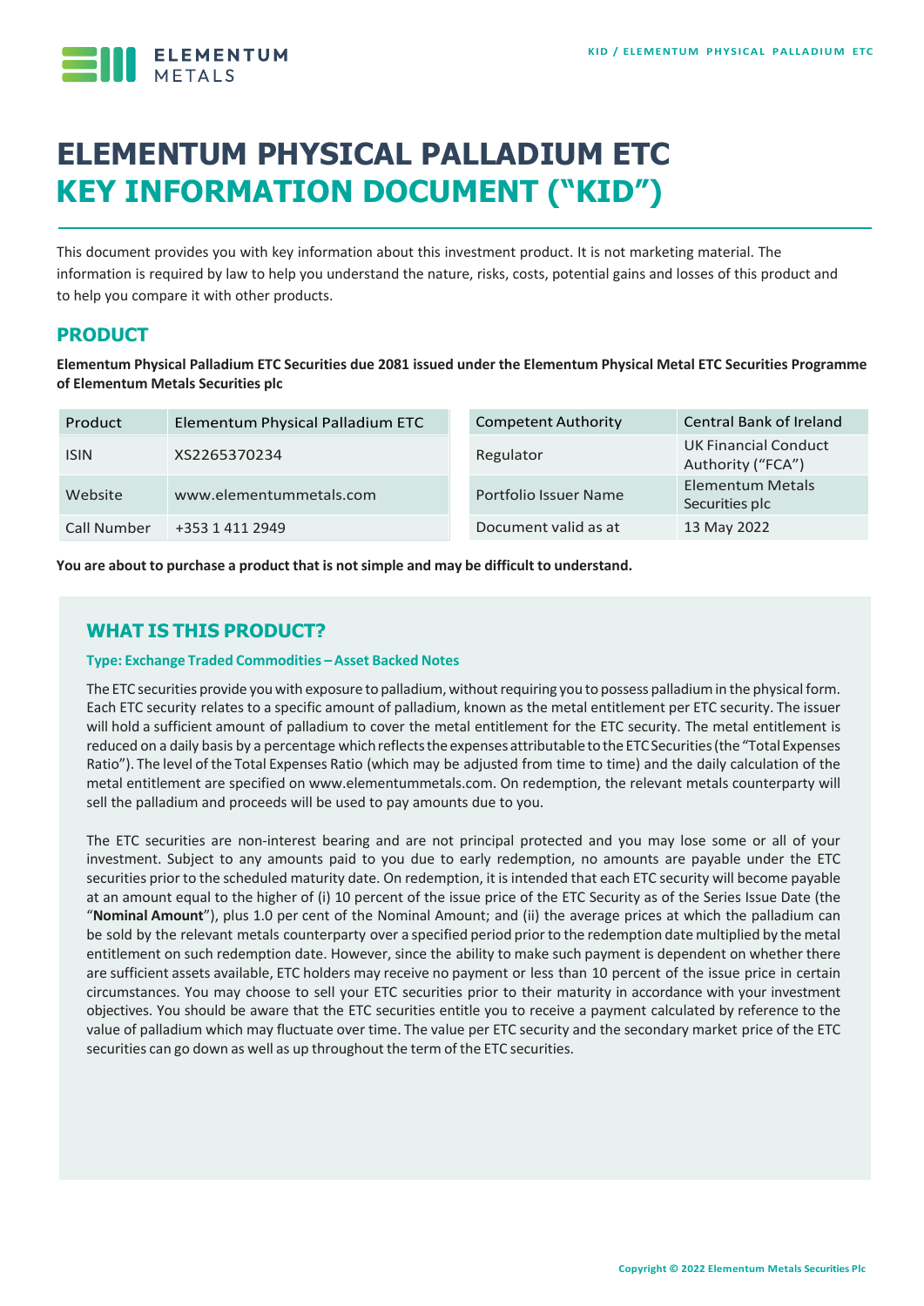# ELEMENTUM PHYSICAL PALLADIUM ETC
# KEY INFORMATION DOCUMENT ("KID")

This document provides you with key information about this investment product. It is not marketing material. The information is required by law to help you understand the nature, risks, costs, potential gains and losses of this product and to help you compare it with other products.

## PRODUCT

**Elementum Physical Palladium ETC Securities due 2081 issued under the Elementum Physical Metal ETC Securities Programme of Elementum Metals Securities plc**

| Product | Elementum Physical Palladium ETC |
|---|---|
| ISIN | XS2265370234 |
| Website | www.elementummetals.com |
| Call Number | +353 1 411 2949 |

| Competent Authority | Central Bank of Ireland |
|---|---|
| Regulator | UK Financial Conduct Authority ("FCA") |
| Portfolio Issuer Name | Elementum Metals Securities plc |
| Document valid as at | 13 May 2022 |

**You are about to purchase a product that is not simple and may be difficult to understand.**

## WHAT IS THIS PRODUCT?

### Type: Exchange Traded Commodities – Asset Backed Notes

The ETC securities provide you with exposure to palladium, without requiring you to possess palladium in the physical form. Each ETC security relates to a specific amount of palladium, known as the metal entitlement per ETC security. The issuer will hold a sufficient amount of palladium to cover the metal entitlement for the ETC security. The metal entitlement is reduced on a daily basis by a percentage which reflects the expenses attributable to the ETC Securities (the "Total Expenses Ratio"). The level of the Total Expenses Ratio (which may be adjusted from time to time) and the daily calculation of the metal entitlement are specified on www.elementummetals.com. On redemption, the relevant metals counterparty will sell the palladium and proceeds will be used to pay amounts due to you.

The ETC securities are non-interest bearing and are not principal protected and you may lose some or all of your investment. Subject to any amounts paid to you due to early redemption, no amounts are payable under the ETC securities prior to the scheduled maturity date. On redemption, it is intended that each ETC security will become payable at an amount equal to the higher of (i) 10 percent of the issue price of the ETC Security as of the Series Issue Date (the "**Nominal Amount**"), plus 1.0 per cent of the Nominal Amount; and (ii) the average prices at which the palladium can be sold by the relevant metals counterparty over a specified period prior to the redemption date multiplied by the metal entitlement on such redemption date. However, since the ability to make such payment is dependent on whether there are sufficient assets available, ETC holders may receive no payment or less than 10 percent of the issue price in certain circumstances. You may choose to sell your ETC securities prior to their maturity in accordance with your investment objectives. You should be aware that the ETC securities entitle you to receive a payment calculated by reference to the value of palladium which may fluctuate over time. The value per ETC security and the secondary market price of the ETC securities can go down as well as up throughout the term of the ETC securities.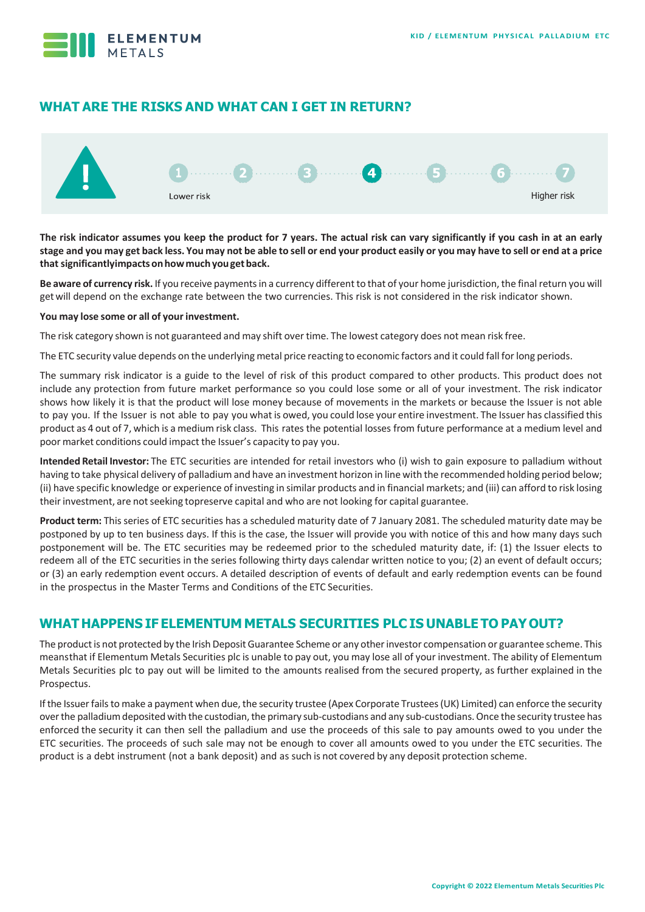## WHAT ARE THE RISKS AND WHAT CAN I GET IN RETURN?

1 2 3 **4** 5 6 7

Lower risk — Higher risk

**The risk indicator assumes you keep the product for 7 years. The actual risk can vary significantly if you cash in at an early stage and you may get back less. You may not be able to sell or end your product easily or you may have to sell or end at a price that significantlyimpacts onhowmuch youget back.**

**Be aware of currency risk.** If you receive payments in a currency different to that of your home jurisdiction, the final return you will get will depend on the exchange rate between the two currencies. This risk is not considered in the risk indicator shown.

**You may lose some or all of your investment.**

The risk category shown is not guaranteed and may shift over time. The lowest category does not mean risk free.

The ETC security value depends on the underlying metal price reacting to economic factors and it could fall for long periods.

The summary risk indicator is a guide to the level of risk of this product compared to other products. This product does not include any protection from future market performance so you could lose some or all of your investment. The risk indicator shows how likely it is that the product will lose money because of movements in the markets or because the Issuer is not able to pay you. If the Issuer is not able to pay you what is owed, you could lose your entire investment. The Issuer has classified this product as 4 out of 7, which is a medium risk class. This rates the potential losses from future performance at a medium level and poor market conditions could impact the Issuer's capacity to pay you.

**Intended Retail Investor:** The ETC securities are intended for retail investors who (i) wish to gain exposure to palladium without having to take physical delivery of palladium and have an investment horizon in line with the recommended holding period below; (ii) have specific knowledge or experience of investing in similar products and in financial markets; and (iii) can afford to risk losing their investment, are not seeking topreserve capital and who are not looking for capital guarantee.

**Product term:** This series of ETC securities has a scheduled maturity date of 7 January 2081. The scheduled maturity date may be postponed by up to ten business days. If this is the case, the Issuer will provide you with notice of this and how many days such postponement will be. The ETC securities may be redeemed prior to the scheduled maturity date, if: (1) the Issuer elects to redeem all of the ETC securities in the series following thirty days calendar written notice to you; (2) an event of default occurs; or (3) an early redemption event occurs. A detailed description of events of default and early redemption events can be found in the prospectus in the Master Terms and Conditions of the ETC Securities.

## WHAT HAPPENS IF ELEMENTUM METALS SECURITIES PLC IS UNABLE TO PAY OUT?

The product is not protected by the Irish Deposit Guarantee Scheme or any other investor compensation or guarantee scheme. This meansthat if Elementum Metals Securities plc is unable to pay out, you may lose all of your investment. The ability of Elementum Metals Securities plc to pay out will be limited to the amounts realised from the secured property, as further explained in the Prospectus.

If the Issuer fails to make a payment when due, the security trustee (Apex Corporate Trustees (UK) Limited) can enforce the security over the palladium deposited with the custodian, the primary sub-custodians and any sub-custodians. Once the security trustee has enforced the security it can then sell the palladium and use the proceeds of this sale to pay amounts owed to you under the ETC securities. The proceeds of such sale may not be enough to cover all amounts owed to you under the ETC securities. The product is a debt instrument (not a bank deposit) and as such is not covered by any deposit protection scheme.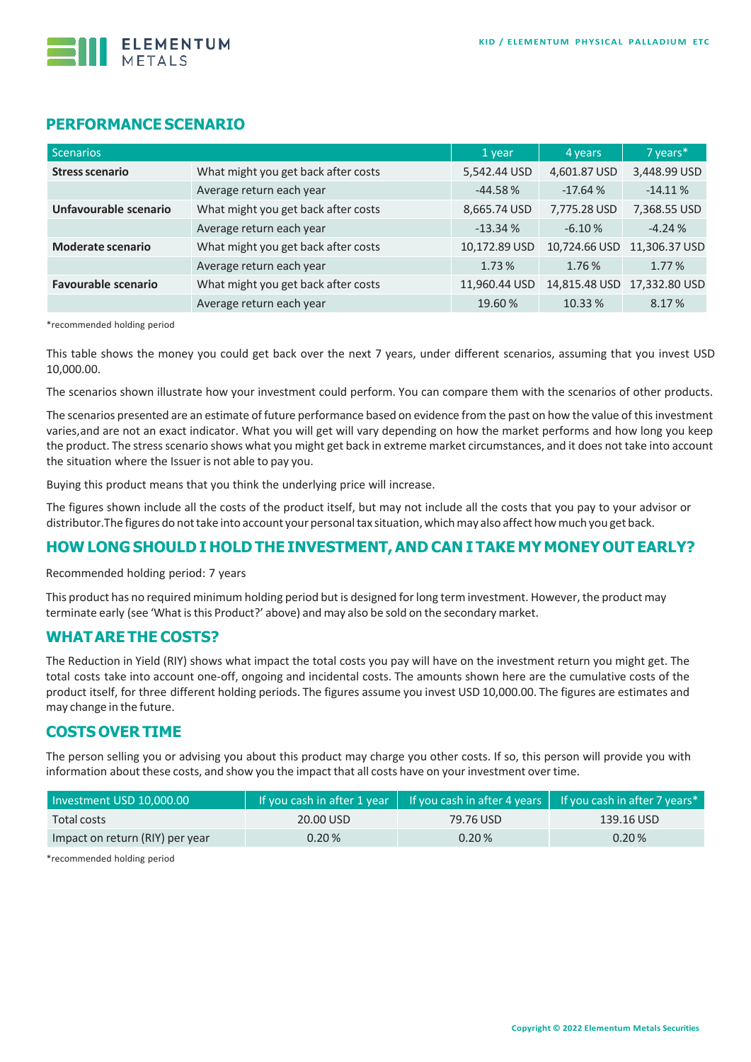## PERFORMANCE SCENARIO

| Scenarios | | 1 year | 4 years | 7 years* |
|---|---|---|---|---|
| **Stress scenario** | What might you get back after costs | 5,542.44 USD | 4,601.87 USD | 3,448.99 USD |
| | Average return each year | -44.58 % | -17.64 % | -14.11 % |
| **Unfavourable scenario** | What might you get back after costs | 8,665.74 USD | 7,775.28 USD | 7,368.55 USD |
| | Average return each year | -13.34 % | -6.10 % | -4.24 % |
| **Moderate scenario** | What might you get back after costs | 10,172.89 USD | 10,724.66 USD | 11,306.37 USD |
| | Average return each year | 1.73 % | 1.76 % | 1.77 % |
| **Favourable scenario** | What might you get back after costs | 11,960.44 USD | 14,815.48 USD | 17,332.80 USD |
| | Average return each year | 19.60 % | 10.33 % | 8.17 % |

*recommended holding period

This table shows the money you could get back over the next 7 years, under different scenarios, assuming that you invest USD 10,000.00.

The scenarios shown illustrate how your investment could perform. You can compare them with the scenarios of other products.

The scenarios presented are an estimate of future performance based on evidence from the past on how the value of this investment varies,and are not an exact indicator. What you will get will vary depending on how the market performs and how long you keep the product. The stress scenario shows what you might get back in extreme market circumstances, and it does not take into account the situation where the Issuer is not able to pay you.

Buying this product means that you think the underlying price will increase.

The figures shown include all the costs of the product itself, but may not include all the costs that you pay to your advisor or distributor.The figures do not take into account your personal tax situation, which may also affect how much you get back.

## HOW LONG SHOULD I HOLD THE INVESTMENT, AND CAN I TAKE MY MONEY OUT EARLY?

Recommended holding period: 7 years

This product has no required minimum holding period but is designed for long term investment. However, the product may terminate early (see 'What is this Product?' above) and may also be sold on the secondary market.

## WHAT ARE THE COSTS?

The Reduction in Yield (RIY) shows what impact the total costs you pay will have on the investment return you might get. The total costs take into account one-off, ongoing and incidental costs. The amounts shown here are the cumulative costs of the product itself, for three different holding periods. The figures assume you invest USD 10,000.00. The figures are estimates and may change in the future.

## COSTS OVER TIME

The person selling you or advising you about this product may charge you other costs. If so, this person will provide you with information about these costs, and show you the impact that all costs have on your investment over time.

| Investment USD 10,000.00 | If you cash in after 1 year | If you cash in after 4 years | If you cash in after 7 years* |
|---|---|---|---|
| Total costs | 20.00 USD | 79.76 USD | 139.16 USD |
| Impact on return (RIY) per year | 0.20 % | 0.20 % | 0.20 % |

*recommended holding period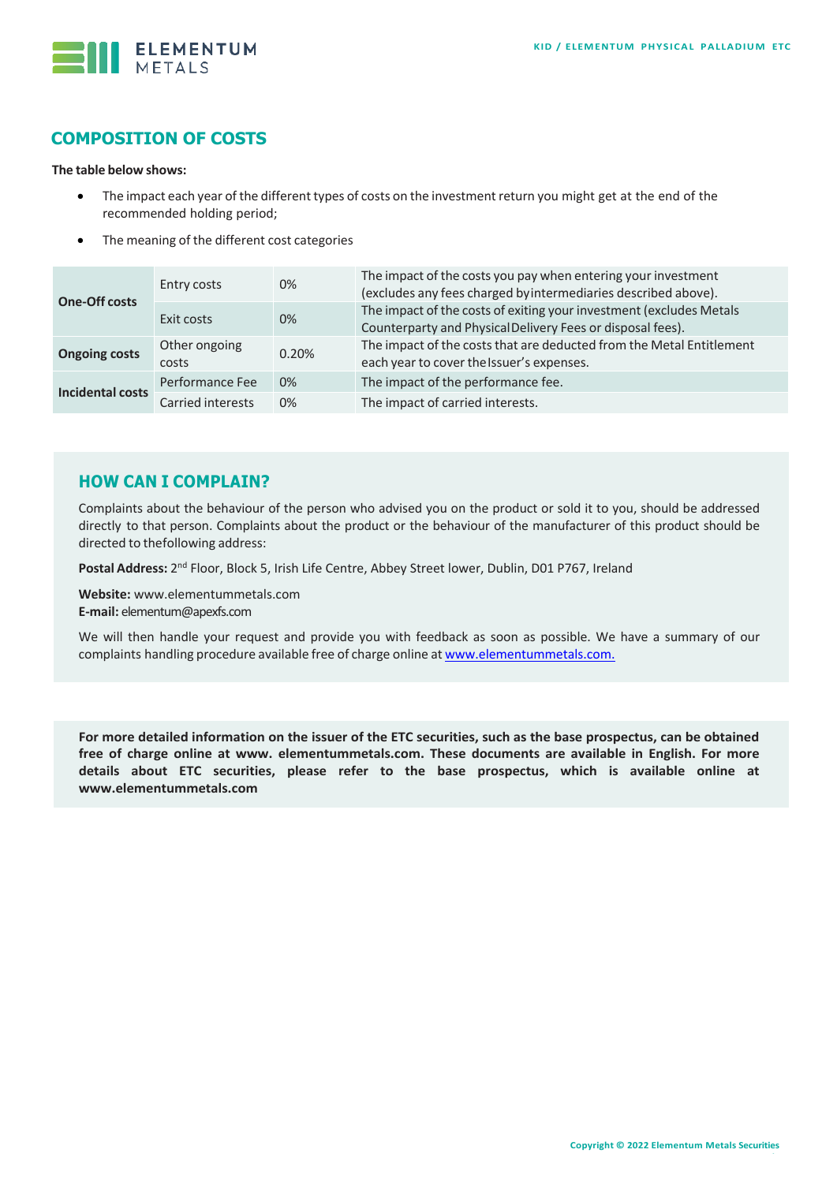## COMPOSITION OF COSTS

**The table below shows:**

- The impact each year of the different types of costs on the investment return you might get at the end of the recommended holding period;
- The meaning of the different cost categories

| | | | |
|---|---|---|---|
| **One-Off costs** | Entry costs | 0% | The impact of the costs you pay when entering your investment (excludes any fees charged by intermediaries described above). |
| | Exit costs | 0% | The impact of the costs of exiting your investment (excludes Metals Counterparty and Physical Delivery Fees or disposal fees). |
| **Ongoing costs** | Other ongoing costs | 0.20% | The impact of the costs that are deducted from the Metal Entitlement each year to cover the Issuer's expenses. |
| **Incidental costs** | Performance Fee | 0% | The impact of the performance fee. |
| | Carried interests | 0% | The impact of carried interests. |

## HOW CAN I COMPLAIN?

Complaints about the behaviour of the person who advised you on the product or sold it to you, should be addressed directly to that person. Complaints about the product or the behaviour of the manufacturer of this product should be directed to the following address:

**Postal Address:** 2nd Floor, Block 5, Irish Life Centre, Abbey Street lower, Dublin, D01 P767, Ireland

**Website:** www.elementummetals.com
**E-mail:** elementum@apexfs.com

We will then handle your request and provide you with feedback as soon as possible. We have a summary of our complaints handling procedure available free of charge online at www.elementummetals.com.

**For more detailed information on the issuer of the ETC securities, such as the base prospectus, can be obtained free of charge online at www. elementummetals.com. These documents are available in English. For more details about ETC securities, please refer to the base prospectus, which is available online at www.elementummetals.com**

Copyright © 2022 Elementum Metals Securities